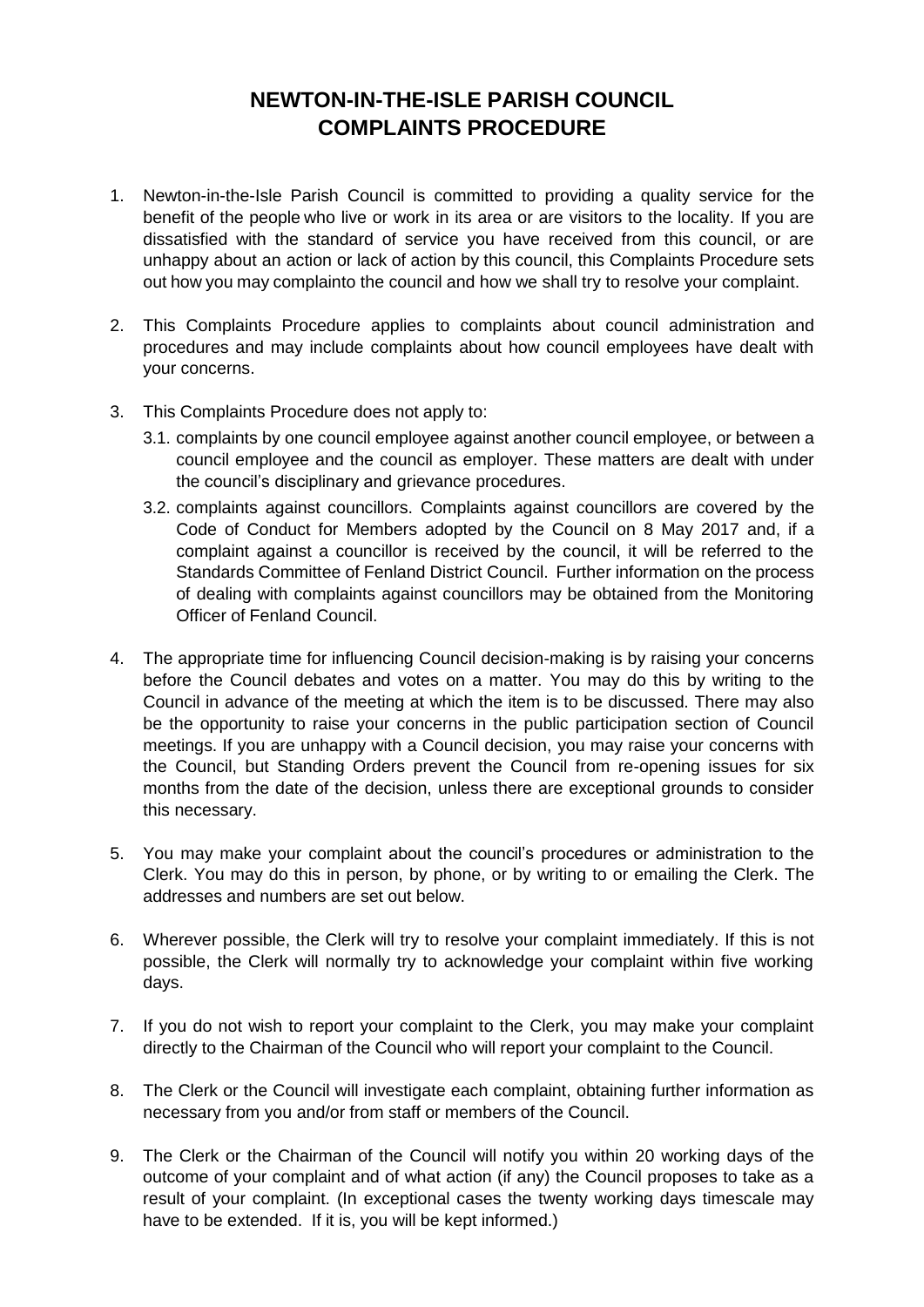# NEWTON-IN-THE-ISLE PARISH COUNCIL
# COMPLAINTS PROCEDURE

1. Newton-in-the-Isle Parish Council is committed to providing a quality service for the benefit of the people who live or work in its area or are visitors to the locality. If you are dissatisfied with the standard of service you have received from this council, or are unhappy about an action or lack of action by this council, this Complaints Procedure sets out how you may complainto the council and how we shall try to resolve your complaint.

2. This Complaints Procedure applies to complaints about council administration and procedures and may include complaints about how council employees have dealt with your concerns.

3. This Complaints Procedure does not apply to:
   3.1. complaints by one council employee against another council employee, or between a council employee and the council as employer. These matters are dealt with under the council's disciplinary and grievance procedures.
   3.2. complaints against councillors. Complaints against councillors are covered by the Code of Conduct for Members adopted by the Council on 8 May 2017 and, if a complaint against a councillor is received by the council, it will be referred to the Standards Committee of Fenland District Council. Further information on the process of dealing with complaints against councillors may be obtained from the Monitoring Officer of Fenland Council.

4. The appropriate time for influencing Council decision-making is by raising your concerns before the Council debates and votes on a matter. You may do this by writing to the Council in advance of the meeting at which the item is to be discussed. There may also be the opportunity to raise your concerns in the public participation section of Council meetings. If you are unhappy with a Council decision, you may raise your concerns with the Council, but Standing Orders prevent the Council from re-opening issues for six months from the date of the decision, unless there are exceptional grounds to consider this necessary.

5. You may make your complaint about the council's procedures or administration to the Clerk. You may do this in person, by phone, or by writing to or emailing the Clerk. The addresses and numbers are set out below.

6. Wherever possible, the Clerk will try to resolve your complaint immediately. If this is not possible, the Clerk will normally try to acknowledge your complaint within five working days.

7. If you do not wish to report your complaint to the Clerk, you may make your complaint directly to the Chairman of the Council who will report your complaint to the Council.

8. The Clerk or the Council will investigate each complaint, obtaining further information as necessary from you and/or from staff or members of the Council.

9. The Clerk or the Chairman of the Council will notify you within 20 working days of the outcome of your complaint and of what action (if any) the Council proposes to take as a result of your complaint. (In exceptional cases the twenty working days timescale may have to be extended. If it is, you will be kept informed.)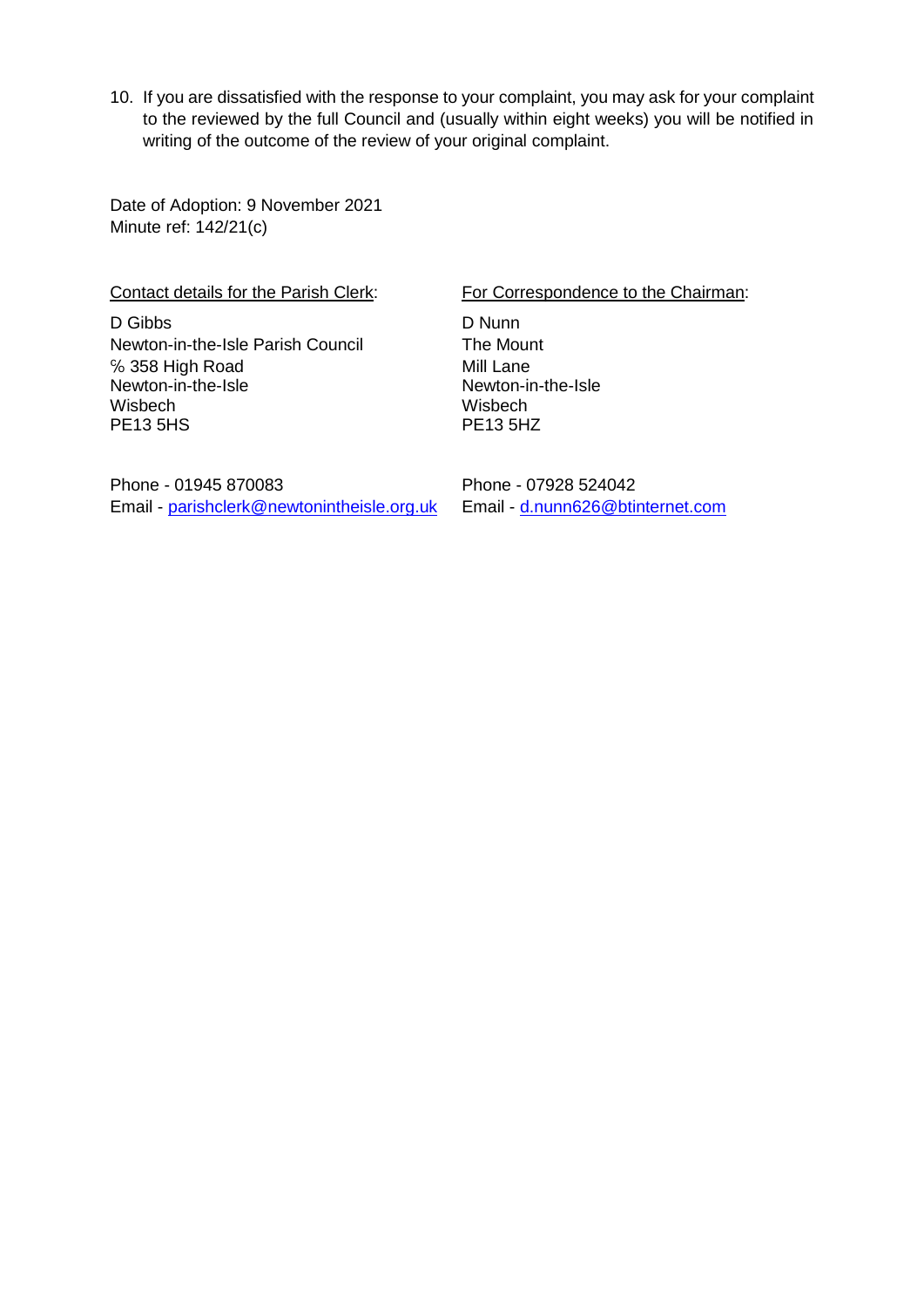10. If you are dissatisfied with the response to your complaint, you may ask for your complaint to the reviewed by the full Council and (usually within eight weeks) you will be notified in writing of the outcome of the review of your original complaint.

Date of Adoption: 9 November 2021
Minute ref: 142/21(c)

Contact details for the Parish Clerk:

D Gibbs
Newton-in-the-Isle Parish Council
℅ 358 High Road
Newton-in-the-Isle
Wisbech
PE13 5HS

Phone - 01945 870083
Email - parishclerk@newtonintheisle.org.uk

For Correspondence to the Chairman:

D Nunn
The Mount
Mill Lane
Newton-in-the-Isle
Wisbech
PE13 5HZ

Phone - 07928 524042
Email - d.nunn626@btinternet.com